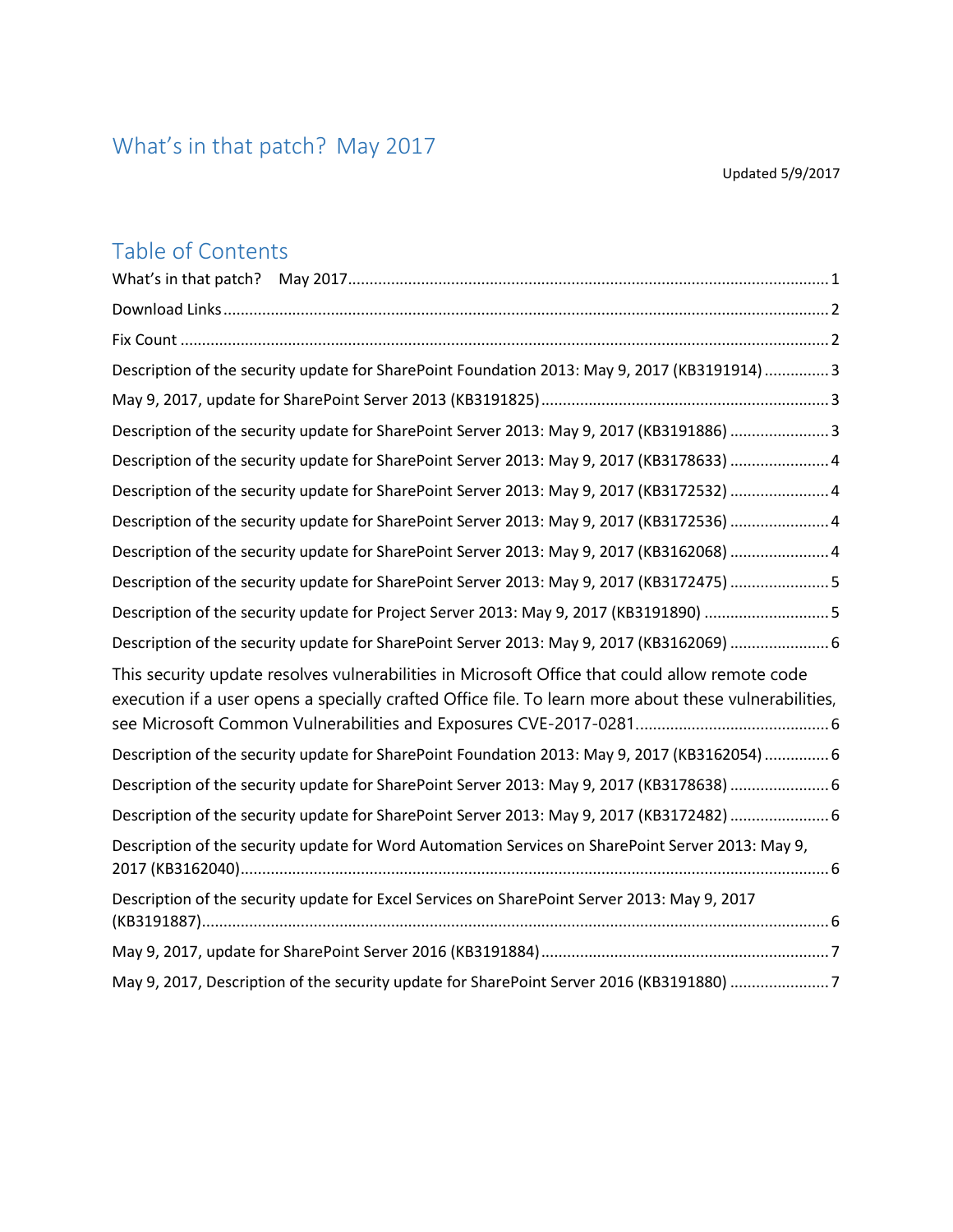# What's in that patch? May 2017

Updated 5/9/2017

## Table of Contents

What's in that patch? May 2017 ........ 1

Download Links ........ 2

Fix Count ........ 2

Description of the security update for SharePoint Foundation 2013: May 9, 2017 (KB3191914) ........ 3

May 9, 2017, update for SharePoint Server 2013 (KB3191825) ........ 3

Description of the security update for SharePoint Server 2013: May 9, 2017 (KB3191886) ........ 3

Description of the security update for SharePoint Server 2013: May 9, 2017 (KB3178633) ........ 4

Description of the security update for SharePoint Server 2013: May 9, 2017 (KB3172532) ........ 4

Description of the security update for SharePoint Server 2013: May 9, 2017 (KB3172536) ........ 4

Description of the security update for SharePoint Server 2013: May 9, 2017 (KB3162068) ........ 4

Description of the security update for SharePoint Server 2013: May 9, 2017 (KB3172475) ........ 5

Description of the security update for Project Server 2013: May 9, 2017 (KB3191890) ........ 5

Description of the security update for SharePoint Server 2013: May 9, 2017 (KB3162069) ........ 6

This security update resolves vulnerabilities in Microsoft Office that could allow remote code execution if a user opens a specially crafted Office file. To learn more about these vulnerabilities, see Microsoft Common Vulnerabilities and Exposures CVE-2017-0281. ........ 6

Description of the security update for SharePoint Foundation 2013: May 9, 2017 (KB3162054) ........ 6

Description of the security update for SharePoint Server 2013: May 9, 2017 (KB3178638) ........ 6

Description of the security update for SharePoint Server 2013: May 9, 2017 (KB3172482) ........ 6

Description of the security update for Word Automation Services on SharePoint Server 2013: May 9, 2017 (KB3162040) ........ 6

Description of the security update for Excel Services on SharePoint Server 2013: May 9, 2017 (KB3191887) ........ 6

May 9, 2017, update for SharePoint Server 2016 (KB3191884) ........ 7

May 9, 2017, Description of the security update for SharePoint Server 2016 (KB3191880) ........ 7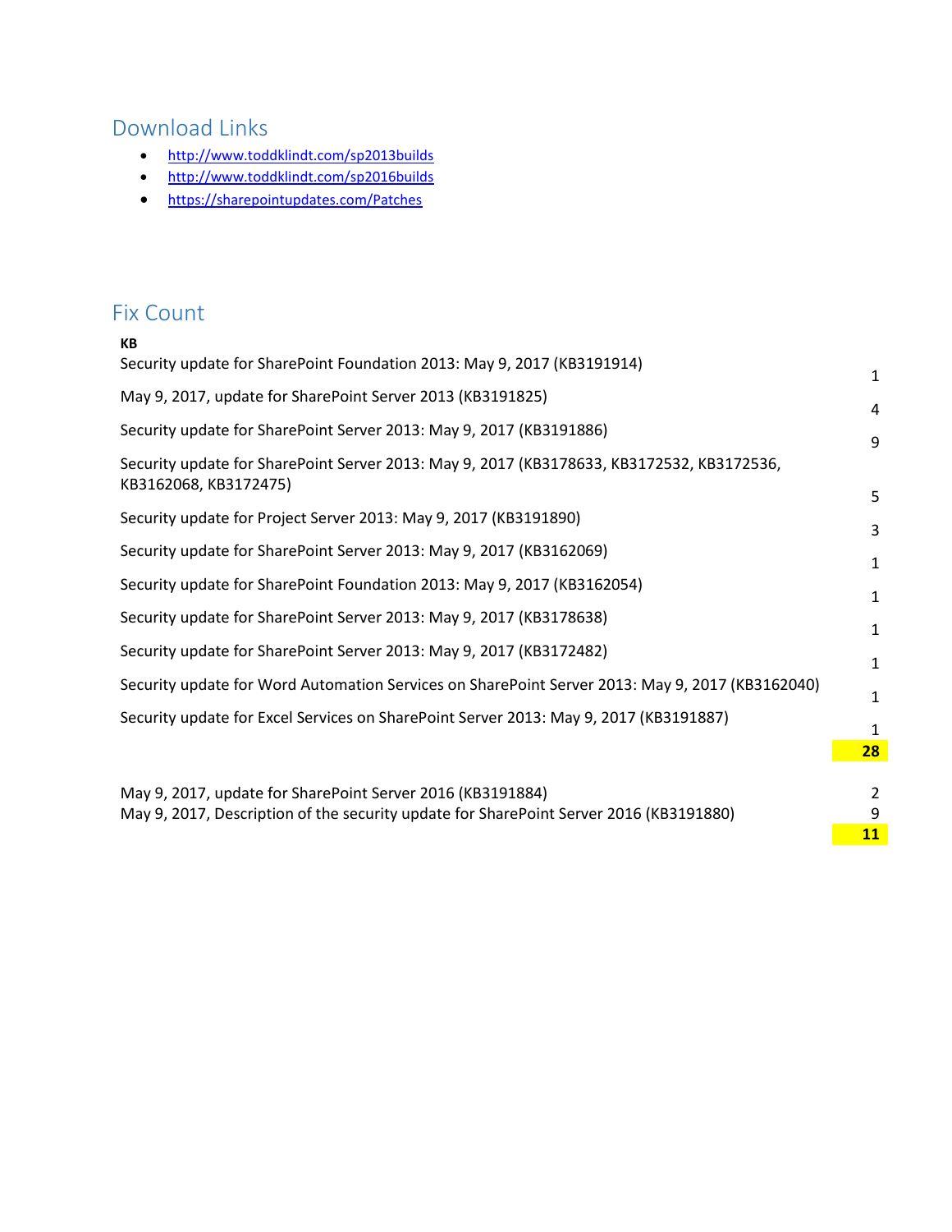## Download Links

- http://www.toddklindt.com/sp2013builds
- http://www.toddklindt.com/sp2016builds
- https://sharepointupdates.com/Patches

## Fix Count

| KB | |
|---|---|
| Security update for SharePoint Foundation 2013: May 9, 2017 (KB3191914) | 1 |
| May 9, 2017, update for SharePoint Server 2013 (KB3191825) | 4 |
| Security update for SharePoint Server 2013: May 9, 2017 (KB3191886) | 9 |
| Security update for SharePoint Server 2013: May 9, 2017 (KB3178633, KB3172532, KB3172536, KB3162068, KB3172475) | 5 |
| Security update for Project Server 2013: May 9, 2017 (KB3191890) | 3 |
| Security update for SharePoint Server 2013: May 9, 2017 (KB3162069) | 1 |
| Security update for SharePoint Foundation 2013: May 9, 2017 (KB3162054) | 1 |
| Security update for SharePoint Server 2013: May 9, 2017 (KB3178638) | 1 |
| Security update for SharePoint Server 2013: May 9, 2017 (KB3172482) | 1 |
| Security update for Word Automation Services on SharePoint Server 2013: May 9, 2017 (KB3162040) | 1 |
| Security update for Excel Services on SharePoint Server 2013: May 9, 2017 (KB3191887) | 1 |
| | **28** |

| | |
|---|---|
| May 9, 2017, update for SharePoint Server 2016 (KB3191884) | 2 |
| May 9, 2017, Description of the security update for SharePoint Server 2016 (KB3191880) | 9 |
| | **11** |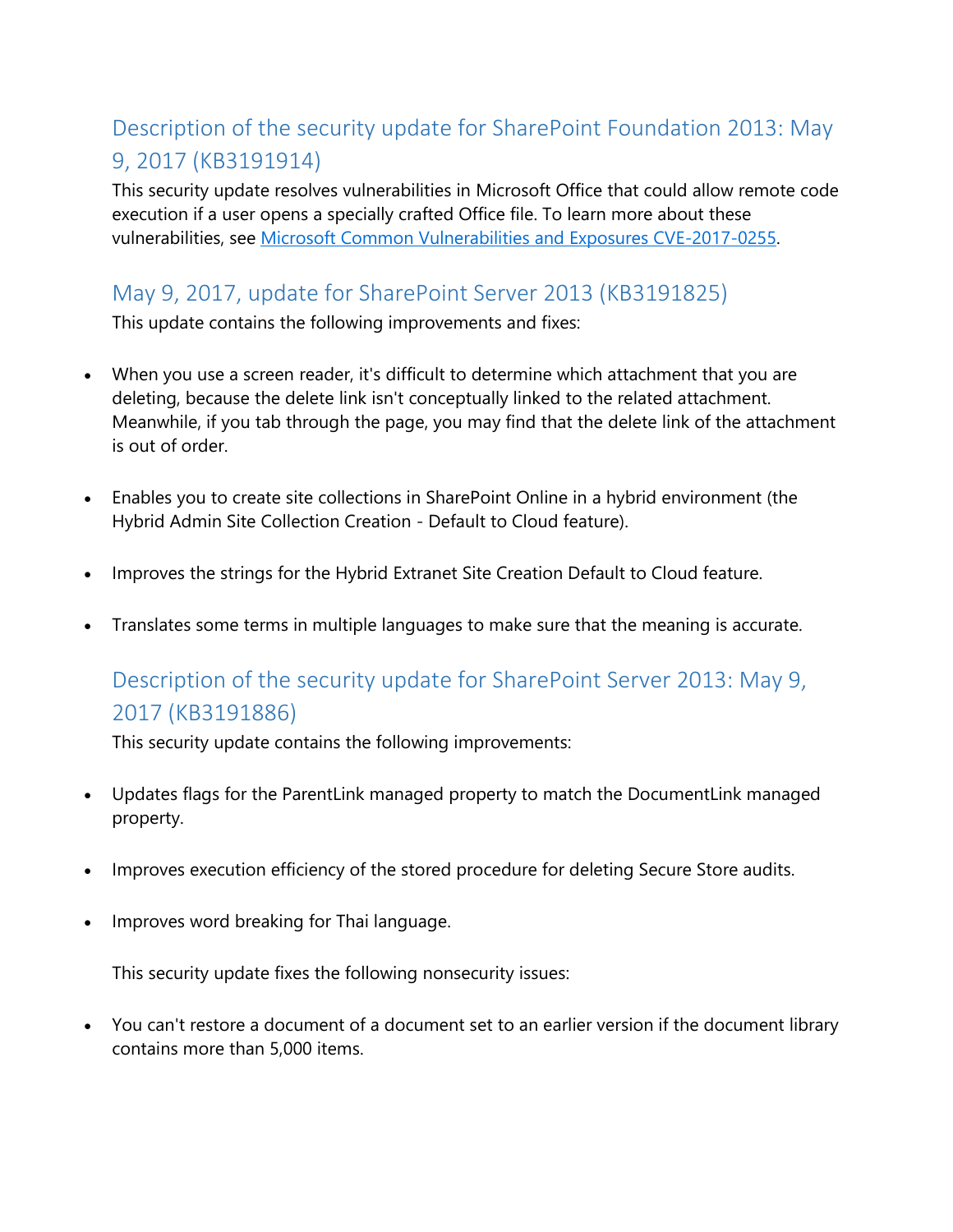## Description of the security update for SharePoint Foundation 2013: May 9, 2017 (KB3191914)

This security update resolves vulnerabilities in Microsoft Office that could allow remote code execution if a user opens a specially crafted Office file. To learn more about these vulnerabilities, see [Microsoft Common Vulnerabilities and Exposures CVE-2017-0255](#).

## May 9, 2017, update for SharePoint Server 2013 (KB3191825)

This update contains the following improvements and fixes:

- When you use a screen reader, it's difficult to determine which attachment that you are deleting, because the delete link isn't conceptually linked to the related attachment. Meanwhile, if you tab through the page, you may find that the delete link of the attachment is out of order.
- Enables you to create site collections in SharePoint Online in a hybrid environment (the Hybrid Admin Site Collection Creation - Default to Cloud feature).
- Improves the strings for the Hybrid Extranet Site Creation Default to Cloud feature.
- Translates some terms in multiple languages to make sure that the meaning is accurate.

## Description of the security update for SharePoint Server 2013: May 9, 2017 (KB3191886)

This security update contains the following improvements:

- Updates flags for the ParentLink managed property to match the DocumentLink managed property.
- Improves execution efficiency of the stored procedure for deleting Secure Store audits.
- Improves word breaking for Thai language.

This security update fixes the following nonsecurity issues:

- You can't restore a document of a document set to an earlier version if the document library contains more than 5,000 items.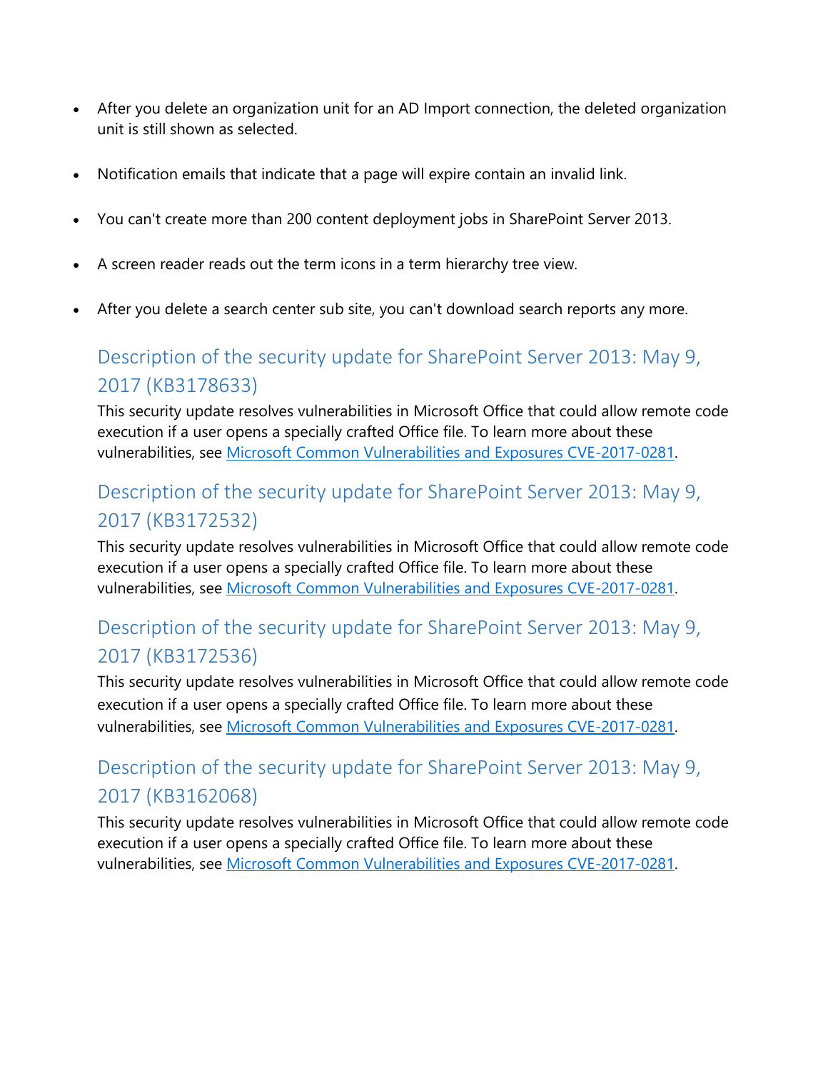- After you delete an organization unit for an AD Import connection, the deleted organization unit is still shown as selected.
- Notification emails that indicate that a page will expire contain an invalid link.
- You can't create more than 200 content deployment jobs in SharePoint Server 2013.
- A screen reader reads out the term icons in a term hierarchy tree view.
- After you delete a search center sub site, you can't download search reports any more.

## Description of the security update for SharePoint Server 2013: May 9, 2017 (KB3178633)

This security update resolves vulnerabilities in Microsoft Office that could allow remote code execution if a user opens a specially crafted Office file. To learn more about these vulnerabilities, see Microsoft Common Vulnerabilities and Exposures CVE-2017-0281.

## Description of the security update for SharePoint Server 2013: May 9, 2017 (KB3172532)

This security update resolves vulnerabilities in Microsoft Office that could allow remote code execution if a user opens a specially crafted Office file. To learn more about these vulnerabilities, see Microsoft Common Vulnerabilities and Exposures CVE-2017-0281.

## Description of the security update for SharePoint Server 2013: May 9, 2017 (KB3172536)

This security update resolves vulnerabilities in Microsoft Office that could allow remote code execution if a user opens a specially crafted Office file. To learn more about these vulnerabilities, see Microsoft Common Vulnerabilities and Exposures CVE-2017-0281.

## Description of the security update for SharePoint Server 2013: May 9, 2017 (KB3162068)

This security update resolves vulnerabilities in Microsoft Office that could allow remote code execution if a user opens a specially crafted Office file. To learn more about these vulnerabilities, see Microsoft Common Vulnerabilities and Exposures CVE-2017-0281.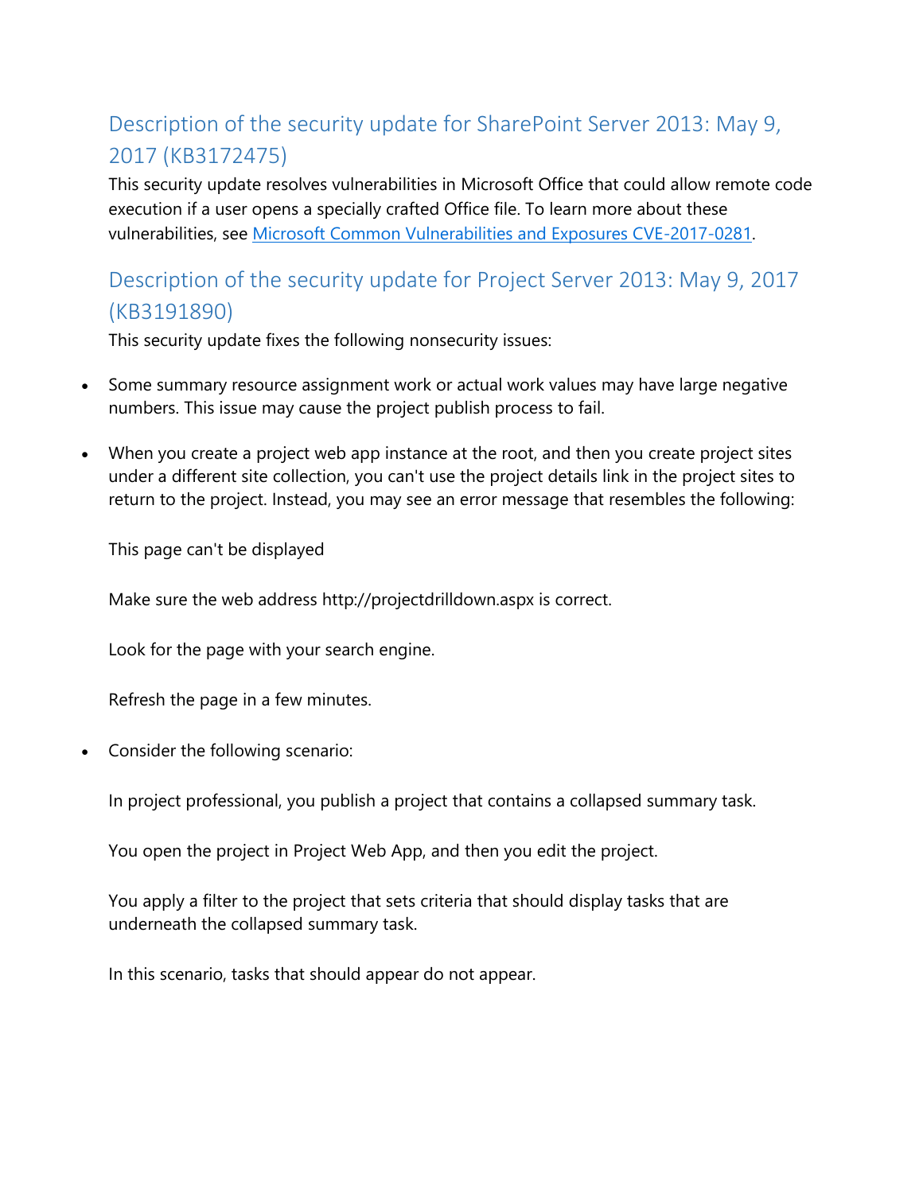## Description of the security update for SharePoint Server 2013: May 9, 2017 (KB3172475)

This security update resolves vulnerabilities in Microsoft Office that could allow remote code execution if a user opens a specially crafted Office file. To learn more about these vulnerabilities, see [Microsoft Common Vulnerabilities and Exposures CVE-2017-0281](https://portal.msrc.microsoft.com/en-US/security-guidance/advisory/CVE-2017-0281).

## Description of the security update for Project Server 2013: May 9, 2017 (KB3191890)

This security update fixes the following nonsecurity issues:

- Some summary resource assignment work or actual work values may have large negative numbers. This issue may cause the project publish process to fail.

- When you create a project web app instance at the root, and then you create project sites under a different site collection, you can't use the project details link in the project sites to return to the project. Instead, you may see an error message that resembles the following:

  This page can't be displayed

  Make sure the web address http://projectdrilldown.aspx is correct.

  Look for the page with your search engine.

  Refresh the page in a few minutes.

- Consider the following scenario:

  In project professional, you publish a project that contains a collapsed summary task.

  You open the project in Project Web App, and then you edit the project.

  You apply a filter to the project that sets criteria that should display tasks that are underneath the collapsed summary task.

  In this scenario, tasks that should appear do not appear.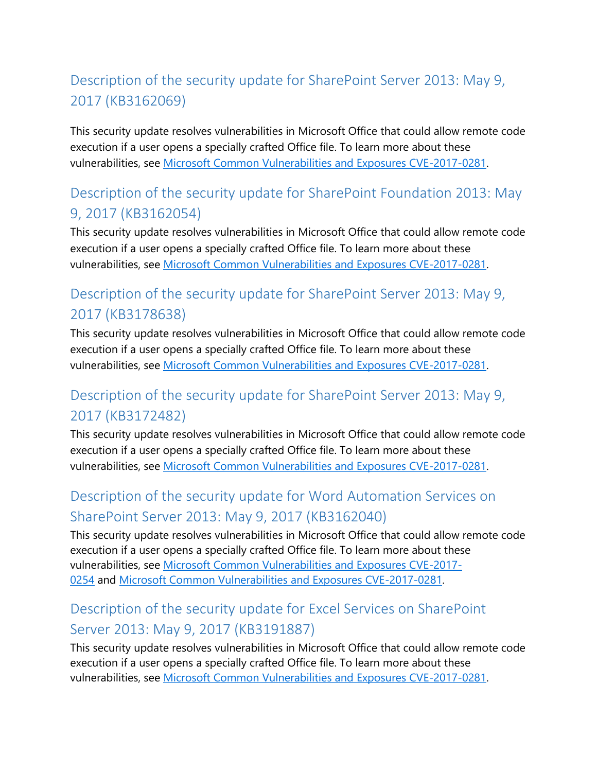## Description of the security update for SharePoint Server 2013: May 9, 2017 (KB3162069)

This security update resolves vulnerabilities in Microsoft Office that could allow remote code execution if a user opens a specially crafted Office file. To learn more about these vulnerabilities, see Microsoft Common Vulnerabilities and Exposures CVE-2017-0281.

## Description of the security update for SharePoint Foundation 2013: May 9, 2017 (KB3162054)

This security update resolves vulnerabilities in Microsoft Office that could allow remote code execution if a user opens a specially crafted Office file. To learn more about these vulnerabilities, see Microsoft Common Vulnerabilities and Exposures CVE-2017-0281.

## Description of the security update for SharePoint Server 2013: May 9, 2017 (KB3178638)

This security update resolves vulnerabilities in Microsoft Office that could allow remote code execution if a user opens a specially crafted Office file. To learn more about these vulnerabilities, see Microsoft Common Vulnerabilities and Exposures CVE-2017-0281.

## Description of the security update for SharePoint Server 2013: May 9, 2017 (KB3172482)

This security update resolves vulnerabilities in Microsoft Office that could allow remote code execution if a user opens a specially crafted Office file. To learn more about these vulnerabilities, see Microsoft Common Vulnerabilities and Exposures CVE-2017-0281.

## Description of the security update for Word Automation Services on SharePoint Server 2013: May 9, 2017 (KB3162040)

This security update resolves vulnerabilities in Microsoft Office that could allow remote code execution if a user opens a specially crafted Office file. To learn more about these vulnerabilities, see Microsoft Common Vulnerabilities and Exposures CVE-2017-0254 and Microsoft Common Vulnerabilities and Exposures CVE-2017-0281.

## Description of the security update for Excel Services on SharePoint Server 2013: May 9, 2017 (KB3191887)

This security update resolves vulnerabilities in Microsoft Office that could allow remote code execution if a user opens a specially crafted Office file. To learn more about these vulnerabilities, see Microsoft Common Vulnerabilities and Exposures CVE-2017-0281.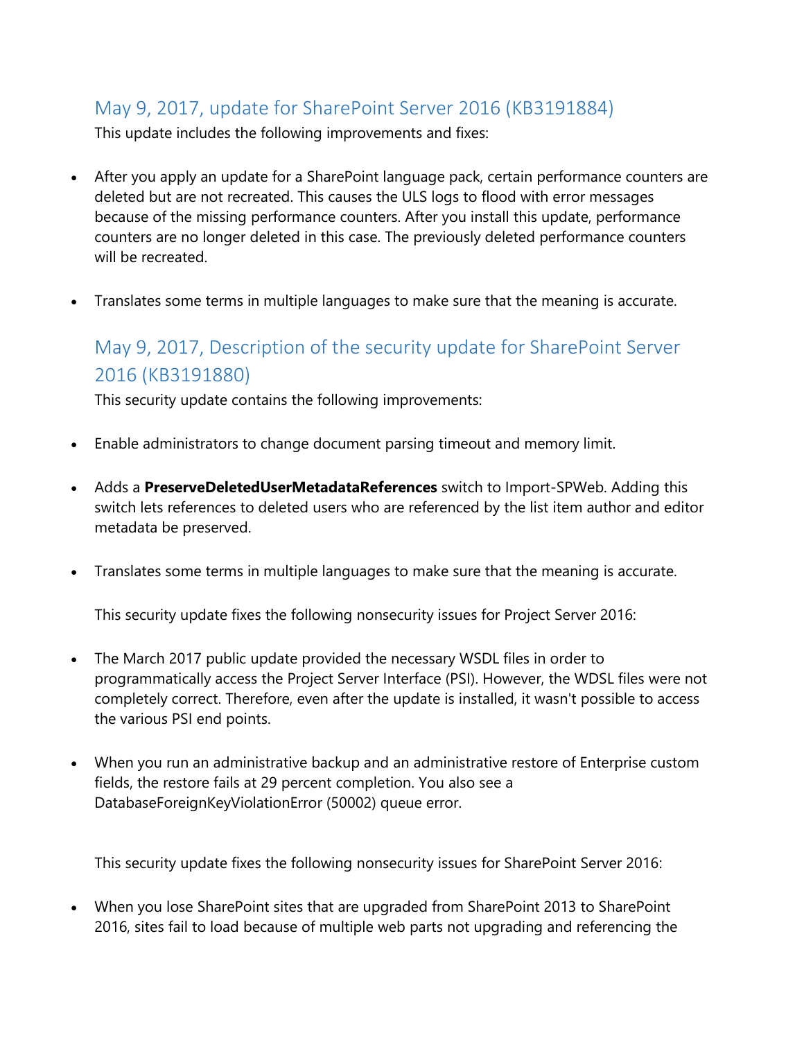## May 9, 2017, update for SharePoint Server 2016 (KB3191884)

This update includes the following improvements and fixes:

- After you apply an update for a SharePoint language pack, certain performance counters are deleted but are not recreated. This causes the ULS logs to flood with error messages because of the missing performance counters. After you install this update, performance counters are no longer deleted in this case. The previously deleted performance counters will be recreated.
- Translates some terms in multiple languages to make sure that the meaning is accurate.

## May 9, 2017, Description of the security update for SharePoint Server 2016 (KB3191880)

This security update contains the following improvements:

- Enable administrators to change document parsing timeout and memory limit.
- Adds a **PreserveDeletedUserMetadataReferences** switch to Import-SPWeb. Adding this switch lets references to deleted users who are referenced by the list item author and editor metadata be preserved.
- Translates some terms in multiple languages to make sure that the meaning is accurate.

This security update fixes the following nonsecurity issues for Project Server 2016:

- The March 2017 public update provided the necessary WSDL files in order to programmatically access the Project Server Interface (PSI). However, the WDSL files were not completely correct. Therefore, even after the update is installed, it wasn't possible to access the various PSI end points.
- When you run an administrative backup and an administrative restore of Enterprise custom fields, the restore fails at 29 percent completion. You also see a DatabaseForeignKeyViolationError (50002) queue error.

This security update fixes the following nonsecurity issues for SharePoint Server 2016:

- When you lose SharePoint sites that are upgraded from SharePoint 2013 to SharePoint 2016, sites fail to load because of multiple web parts not upgrading and referencing the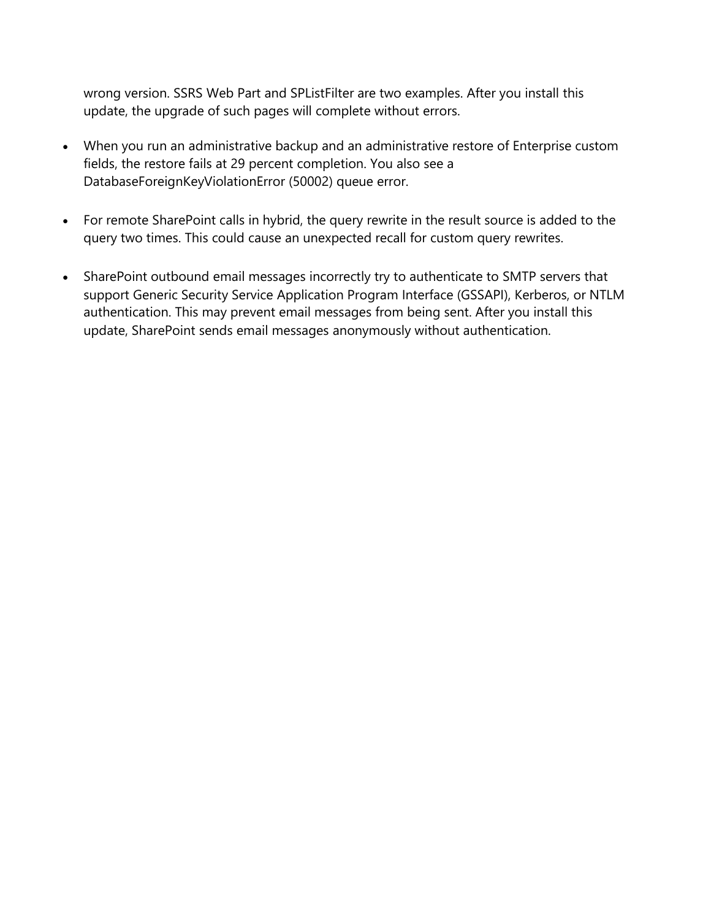wrong version. SSRS Web Part and SPListFilter are two examples. After you install this update, the upgrade of such pages will complete without errors.

- When you run an administrative backup and an administrative restore of Enterprise custom fields, the restore fails at 29 percent completion. You also see a DatabaseForeignKeyViolationError (50002) queue error.

- For remote SharePoint calls in hybrid, the query rewrite in the result source is added to the query two times. This could cause an unexpected recall for custom query rewrites.

- SharePoint outbound email messages incorrectly try to authenticate to SMTP servers that support Generic Security Service Application Program Interface (GSSAPI), Kerberos, or NTLM authentication. This may prevent email messages from being sent. After you install this update, SharePoint sends email messages anonymously without authentication.